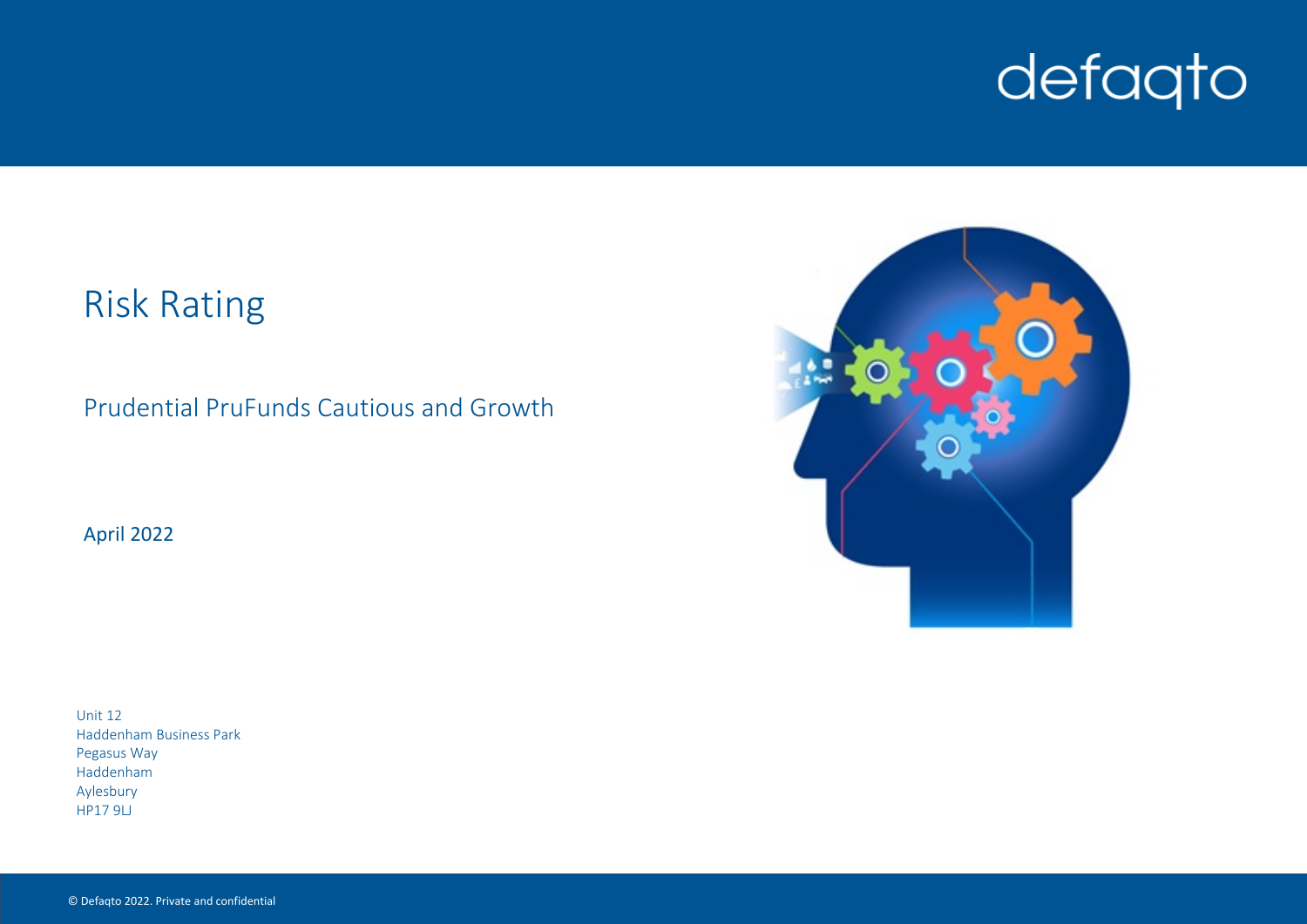defaqto

# Risk Rating

## Prudential PruFunds Cautious and Growth

April 2022

Unit 12
Haddenham Business Park
Pegasus Way
Haddenham
Aylesbury
HP17 9LJ

© Defaqto 2022. Private and confidential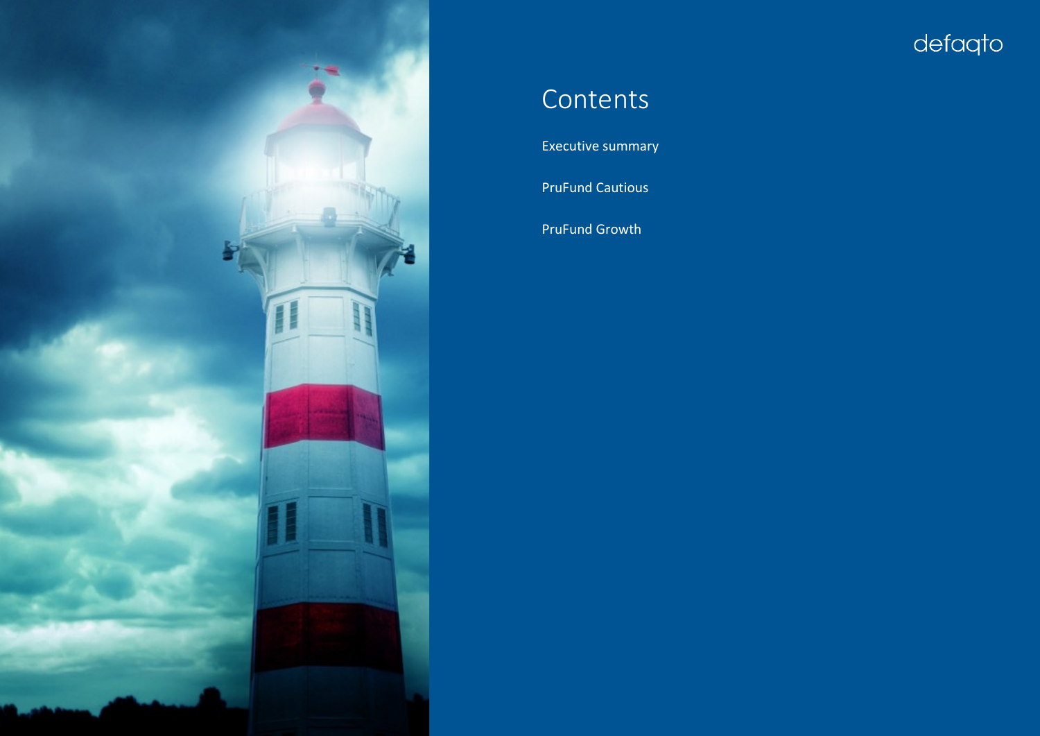defaqto

# Contents

Executive summary

PruFund Cautious

PruFund Growth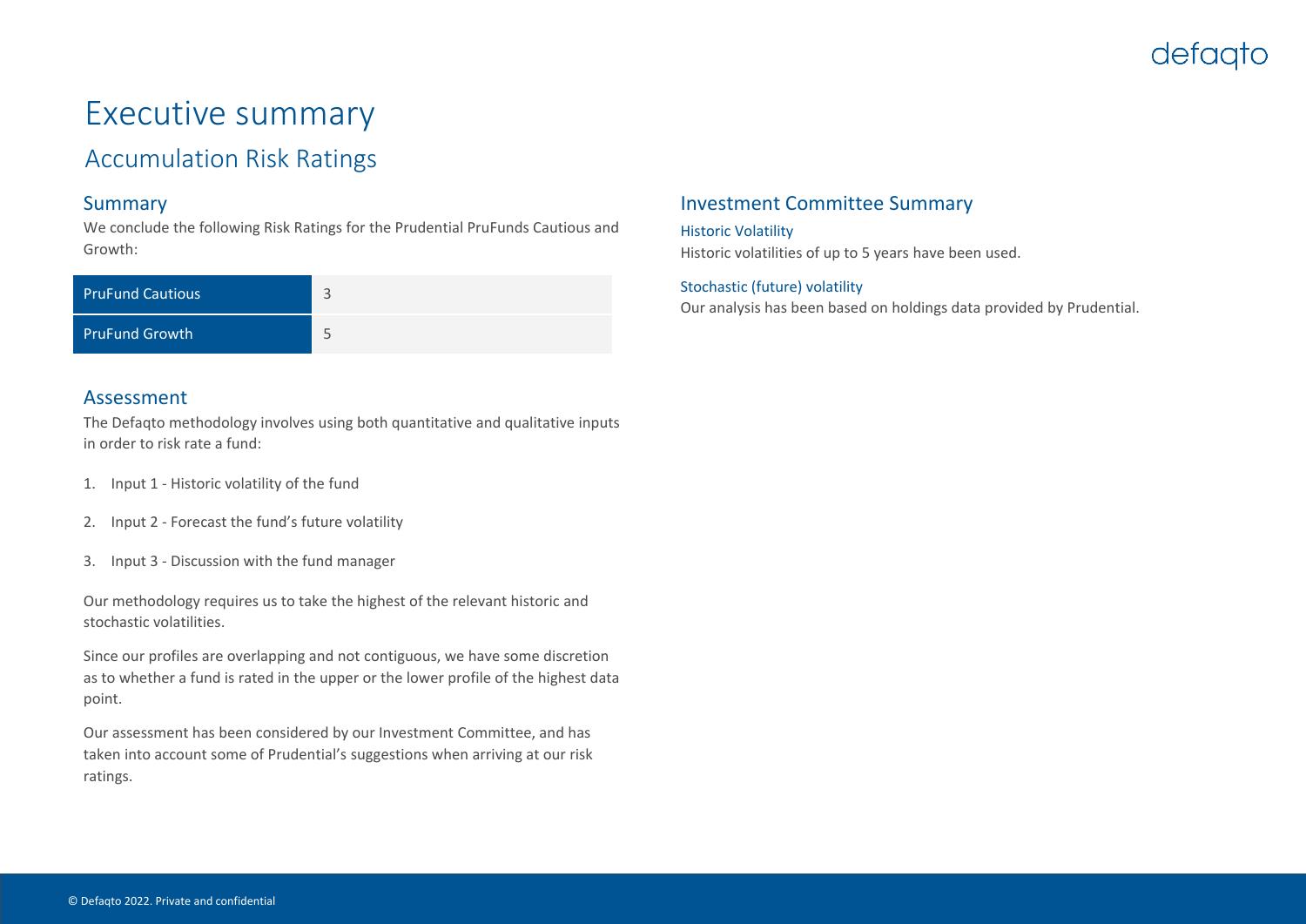# Executive summary

## Accumulation Risk Ratings

### Summary

We conclude the following Risk Ratings for the Prudential PruFunds Cautious and Growth:

| | |
|---|---|
| PruFund Cautious | 3 |
| PruFund Growth | 5 |

### Assessment

The Defaqto methodology involves using both quantitative and qualitative inputs in order to risk rate a fund:

1. Input 1 - Historic volatility of the fund
2. Input 2 - Forecast the fund's future volatility
3. Input 3 - Discussion with the fund manager

Our methodology requires us to take the highest of the relevant historic and stochastic volatilities.

Since our profiles are overlapping and not contiguous, we have some discretion as to whether a fund is rated in the upper or the lower profile of the highest data point.

Our assessment has been considered by our Investment Committee, and has taken into account some of Prudential's suggestions when arriving at our risk ratings.

### Investment Committee Summary

#### Historic Volatility

Historic volatilities of up to 5 years have been used.

#### Stochastic (future) volatility

Our analysis has been based on holdings data provided by Prudential.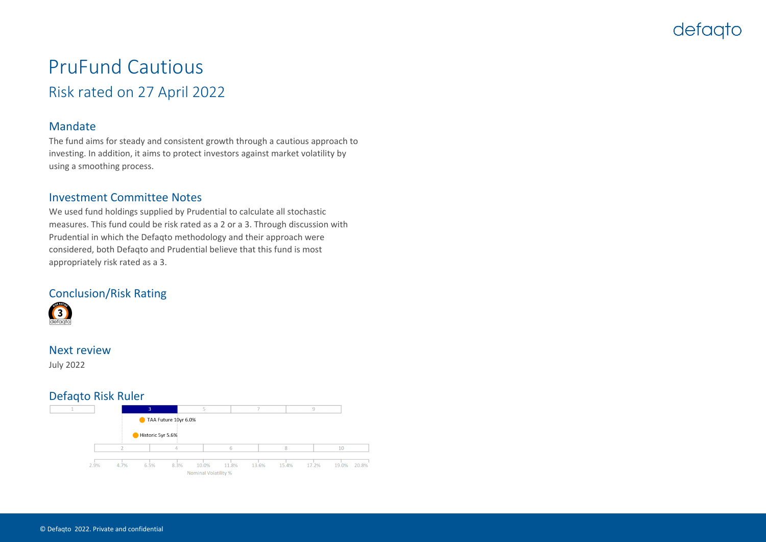# PruFund Cautious

## Risk rated on 27 April 2022

### Mandate

The fund aims for steady and consistent growth through a cautious approach to investing. In addition, it aims to protect investors against market volatility by using a smoothing process.

### Investment Committee Notes

We used fund holdings supplied by Prudential to calculate all stochastic measures. This fund could be risk rated as a 2 or a 3. Through discussion with Prudential in which the Defaqto methodology and their approach were considered, both Defaqto and Prudential believe that this fund is most appropriately risk rated as a 3.

### Conclusion/Risk Rating

3

### Next review

July 2022

### Defaqto Risk Ruler

Risk ratings: 1, 2, 3, 4, 5, 6, 7, 8, 9, 10 (fund rated 3)

TAA Future 10yr 6.0%

Historic 5yr 5.6%

Nominal Volatility %: 2.9%, 4.7%, 6.5%, 8.3%, 10.0%, 11.8%, 13.6%, 15.4%, 17.2%, 19.0%, 20.8%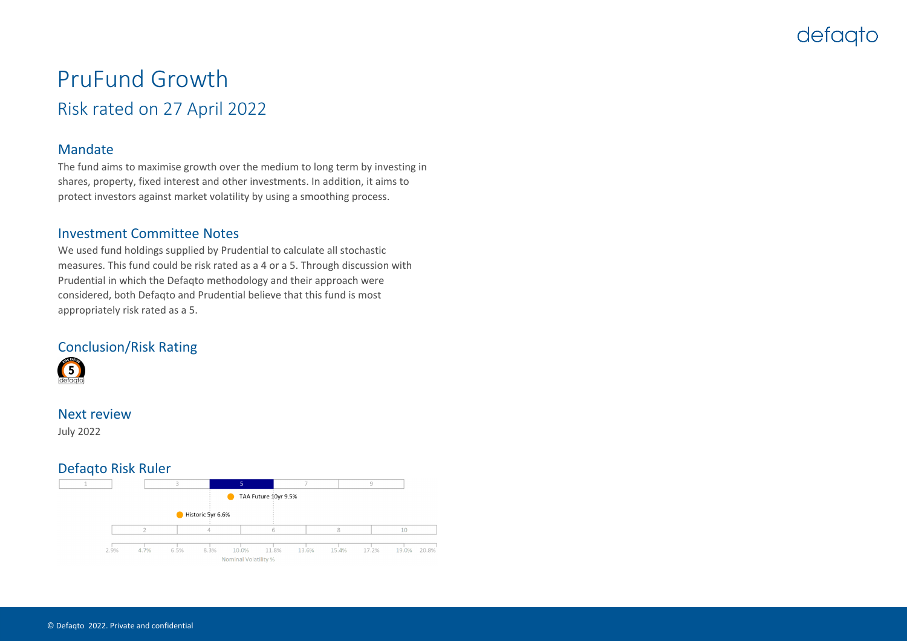# PruFund Growth

## Risk rated on 27 April 2022

### Mandate

The fund aims to maximise growth over the medium to long term by investing in shares, property, fixed interest and other investments. In addition, it aims to protect investors against market volatility by using a smoothing process.

### Investment Committee Notes

We used fund holdings supplied by Prudential to calculate all stochastic measures. This fund could be risk rated as a 4 or a 5. Through discussion with Prudential in which the Defaqto methodology and their approach were considered, both Defaqto and Prudential believe that this fund is most appropriately risk rated as a 5.

### Conclusion/Risk Rating

RISK RATING 5 defaqto

### Next review

July 2022

### Defaqto Risk Ruler

1 3 5 7 9

TAA Future 10yr 9.5%

Historic 5yr 6.6%

2 4 6 8 10

2.9% 4.7% 6.5% 8.3% 10.0% 11.8% 13.6% 15.4% 17.2% 19.0% 20.8%

Nominal Volatility %

© Defaqto 2022. Private and confidential